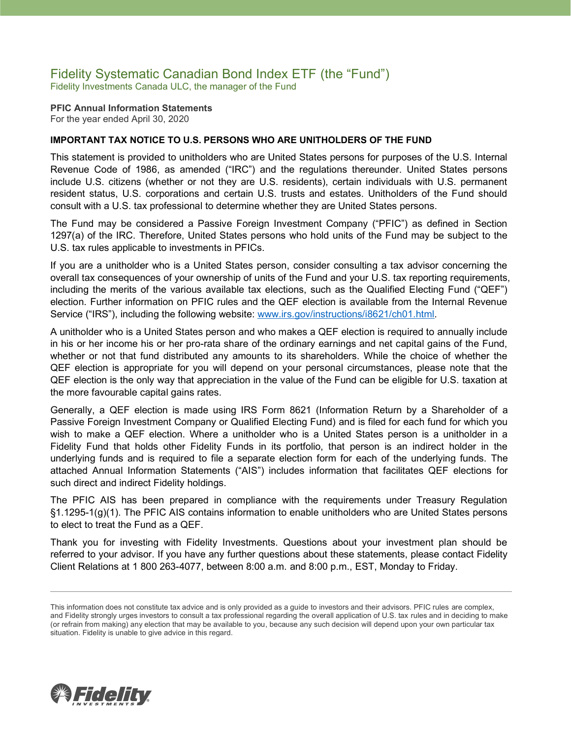# Fidelity Systematic Canadian Bond Index ETF (the “Fund”)

Fidelity Investments Canada ULC, the manager of the Fund

**PFIC Annual Information Statements**
For the year ended April 30, 2020

**IMPORTANT TAX NOTICE TO U.S. PERSONS WHO ARE UNITHOLDERS OF THE FUND**

This statement is provided to unitholders who are United States persons for purposes of the U.S. Internal Revenue Code of 1986, as amended (“IRC”) and the regulations thereunder. United States persons include U.S. citizens (whether or not they are U.S. residents), certain individuals with U.S. permanent resident status, U.S. corporations and certain U.S. trusts and estates. Unitholders of the Fund should consult with a U.S. tax professional to determine whether they are United States persons.

The Fund may be considered a Passive Foreign Investment Company (“PFIC”) as defined in Section 1297(a) of the IRC. Therefore, United States persons who hold units of the Fund may be subject to the U.S. tax rules applicable to investments in PFICs.

If you are a unitholder who is a United States person, consider consulting a tax advisor concerning the overall tax consequences of your ownership of units of the Fund and your U.S. tax reporting requirements, including the merits of the various available tax elections, such as the Qualified Electing Fund (“QEF”) election. Further information on PFIC rules and the QEF election is available from the Internal Revenue Service (“IRS”), including the following website: www.irs.gov/instructions/i8621/ch01.html.

A unitholder who is a United States person and who makes a QEF election is required to annually include in his or her income his or her pro-rata share of the ordinary earnings and net capital gains of the Fund, whether or not that fund distributed any amounts to its shareholders. While the choice of whether the QEF election is appropriate for you will depend on your personal circumstances, please note that the QEF election is the only way that appreciation in the value of the Fund can be eligible for U.S. taxation at the more favourable capital gains rates.

Generally, a QEF election is made using IRS Form 8621 (Information Return by a Shareholder of a Passive Foreign Investment Company or Qualified Electing Fund) and is filed for each fund for which you wish to make a QEF election. Where a unitholder who is a United States person is a unitholder in a Fidelity Fund that holds other Fidelity Funds in its portfolio, that person is an indirect holder in the underlying funds and is required to file a separate election form for each of the underlying funds. The attached Annual Information Statements (“AIS”) includes information that facilitates QEF elections for such direct and indirect Fidelity holdings.

The PFIC AIS has been prepared in compliance with the requirements under Treasury Regulation §1.1295-1(g)(1). The PFIC AIS contains information to enable unitholders who are United States persons to elect to treat the Fund as a QEF.

Thank you for investing with Fidelity Investments. Questions about your investment plan should be referred to your advisor. If you have any further questions about these statements, please contact Fidelity Client Relations at 1 800 263-4077, between 8:00 a.m. and 8:00 p.m., EST, Monday to Friday.

---

This information does not constitute tax advice and is only provided as a guide to investors and their advisors. PFIC rules are complex, and Fidelity strongly urges investors to consult a tax professional regarding the overall application of U.S. tax rules and in deciding to make (or refrain from making) any election that may be available to you, because any such decision will depend upon your own particular tax situation. Fidelity is unable to give advice in this regard.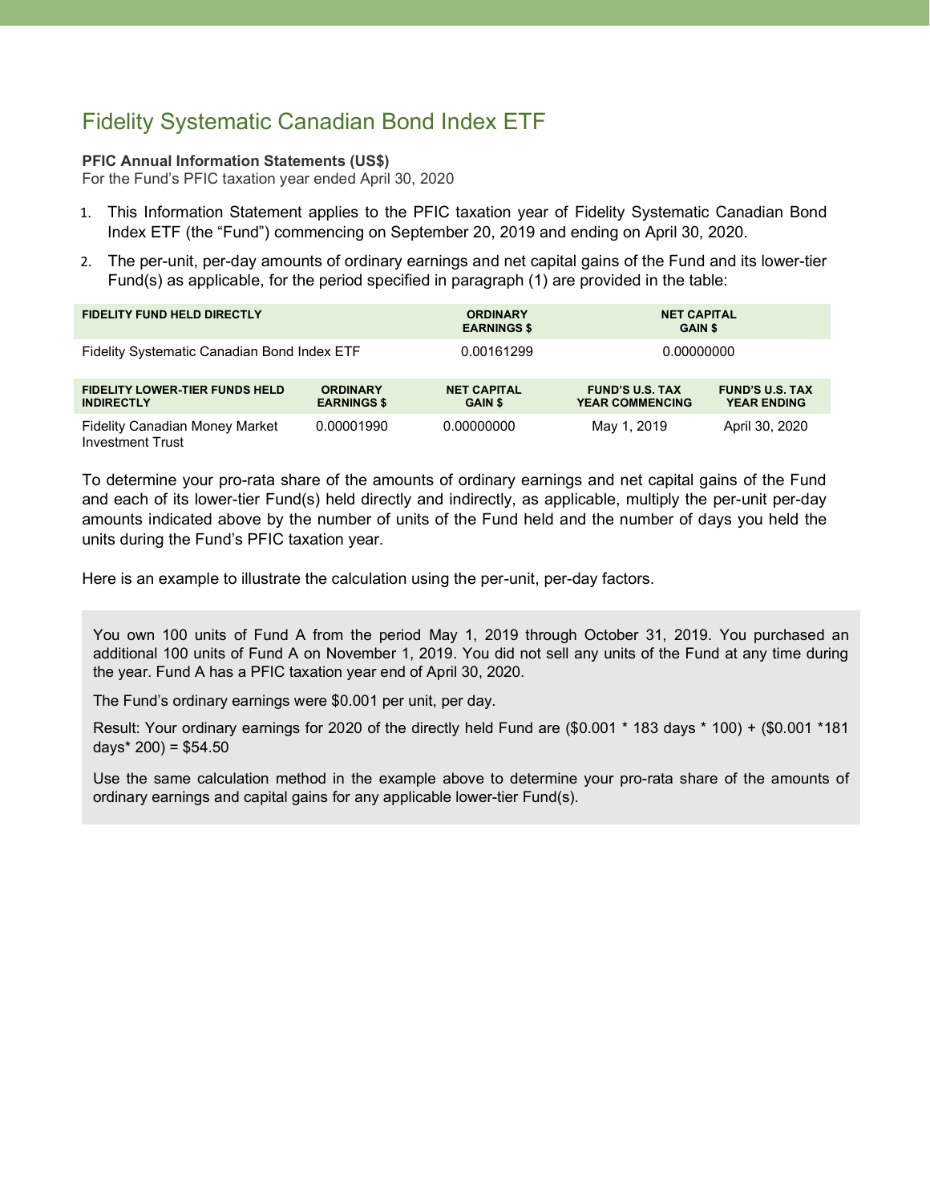# Fidelity Systematic Canadian Bond Index ETF

**PFIC Annual Information Statements (US$)**
For the Fund's PFIC taxation year ended April 30, 2020

1. This Information Statement applies to the PFIC taxation year of Fidelity Systematic Canadian Bond Index ETF (the "Fund") commencing on September 20, 2019 and ending on April 30, 2020.
2. The per-unit, per-day amounts of ordinary earnings and net capital gains of the Fund and its lower-tier Fund(s) as applicable, for the period specified in paragraph (1) are provided in the table:

| FIDELITY FUND HELD DIRECTLY | ORDINARY EARNINGS $ | NET CAPITAL GAIN $ |
|---|---|---|
| Fidelity Systematic Canadian Bond Index ETF | 0.00161299 | 0.00000000 |

| FIDELITY LOWER-TIER FUNDS HELD INDIRECTLY | ORDINARY EARNINGS $ | NET CAPITAL GAIN $ | FUND'S U.S. TAX YEAR COMMENCING | FUND'S U.S. TAX YEAR ENDING |
|---|---|---|---|---|
| Fidelity Canadian Money Market Investment Trust | 0.00001990 | 0.00000000 | May 1, 2019 | April 30, 2020 |

To determine your pro-rata share of the amounts of ordinary earnings and net capital gains of the Fund and each of its lower-tier Fund(s) held directly and indirectly, as applicable, multiply the per-unit per-day amounts indicated above by the number of units of the Fund held and the number of days you held the units during the Fund's PFIC taxation year.

Here is an example to illustrate the calculation using the per-unit, per-day factors.

> You own 100 units of Fund A from the period May 1, 2019 through October 31, 2019. You purchased an additional 100 units of Fund A on November 1, 2019. You did not sell any units of the Fund at any time during the year. Fund A has a PFIC taxation year end of April 30, 2020.
>
> The Fund's ordinary earnings were $0.001 per unit, per day.
>
> Result: Your ordinary earnings for 2020 of the directly held Fund are ($0.001 * 183 days * 100) + ($0.001 *181 days* 200) = $54.50
>
> Use the same calculation method in the example above to determine your pro-rata share of the amounts of ordinary earnings and capital gains for any applicable lower-tier Fund(s).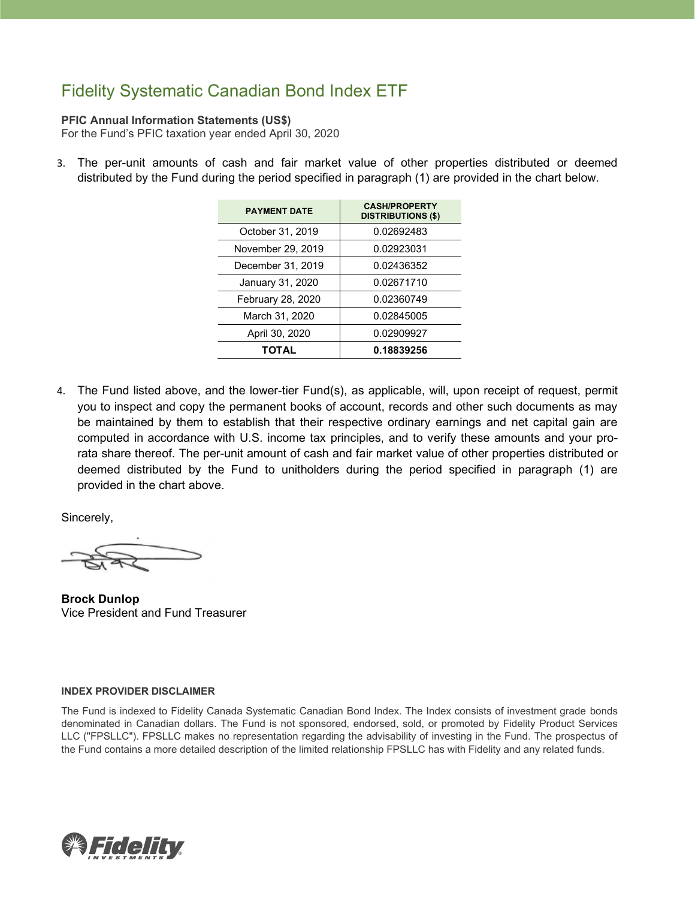# Fidelity Systematic Canadian Bond Index ETF

**PFIC Annual Information Statements (US$)**
For the Fund's PFIC taxation year ended April 30, 2020

3. The per-unit amounts of cash and fair market value of other properties distributed or deemed distributed by the Fund during the period specified in paragraph (1) are provided in the chart below.

| PAYMENT DATE | CASH/PROPERTY DISTRIBUTIONS ($) |
|---|---|
| October 31, 2019 | 0.02692483 |
| November 29, 2019 | 0.02923031 |
| December 31, 2019 | 0.02436352 |
| January 31, 2020 | 0.02671710 |
| February 28, 2020 | 0.02360749 |
| March 31, 2020 | 0.02845005 |
| April 30, 2020 | 0.02909927 |
| **TOTAL** | **0.18839256** |

4. The Fund listed above, and the lower-tier Fund(s), as applicable, will, upon receipt of request, permit you to inspect and copy the permanent books of account, records and other such documents as may be maintained by them to establish that their respective ordinary earnings and net capital gain are computed in accordance with U.S. income tax principles, and to verify these amounts and your pro-rata share thereof. The per-unit amount of cash and fair market value of other properties distributed or deemed distributed by the Fund to unitholders during the period specified in paragraph (1) are provided in the chart above.

Sincerely,

**Brock Dunlop**
Vice President and Fund Treasurer

**INDEX PROVIDER DISCLAIMER**

The Fund is indexed to Fidelity Canada Systematic Canadian Bond Index. The Index consists of investment grade bonds denominated in Canadian dollars. The Fund is not sponsored, endorsed, sold, or promoted by Fidelity Product Services LLC ("FPSLLC"). FPSLLC makes no representation regarding the advisability of investing in the Fund. The prospectus of the Fund contains a more detailed description of the limited relationship FPSLLC has with Fidelity and any related funds.